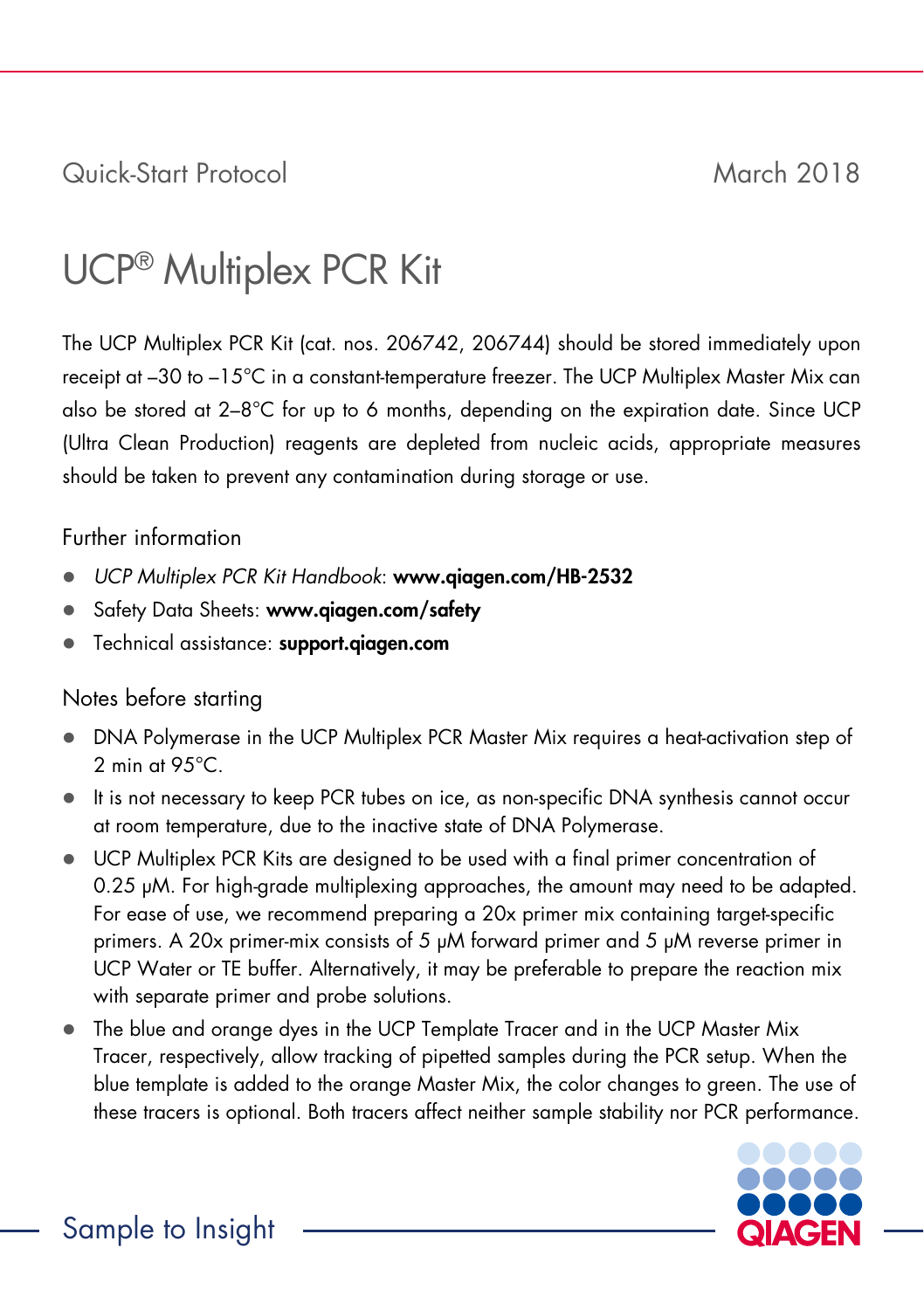Quick-Start Protocol March 2018

# UCP® Multiplex PCR Kit

The UCP Multiplex PCR Kit (cat. nos. 206742, 206744) should be stored immediately upon receipt at –30 to –15°C in a constant-temperature freezer. The UCP Multiplex Master Mix can also be stored at 2–8°C for up to 6 months, depending on the expiration date. Since UCP (Ultra Clean Production) reagents are depleted from nucleic acids, appropriate measures should be taken to prevent any contamination during storage or use.

## Further information

- *UCP Multiplex PCR Kit Handbook*: **www.qiagen.com/HB-2532**
- Safety Data Sheets: **www.qiagen.com/safety**
- Technical assistance: **support.qiagen.com**

## Notes before starting

- DNA Polymerase in the UCP Multiplex PCR Master Mix requires a heat-activation step of 2 min at 95°C.
- It is not necessary to keep PCR tubes on ice, as non-specific DNA synthesis cannot occur at room temperature, due to the inactive state of DNA Polymerase.
- UCP Multiplex PCR Kits are designed to be used with a final primer concentration of 0.25 µM. For high-grade multiplexing approaches, the amount may need to be adapted. For ease of use, we recommend preparing a 20x primer mix containing target-specific primers. A 20x primer-mix consists of 5 µM forward primer and 5 µM reverse primer in UCP Water or TE buffer. Alternatively, it may be preferable to prepare the reaction mix with separate primer and probe solutions.
- The blue and orange dyes in the UCP Template Tracer and in the UCP Master Mix Tracer, respectively, allow tracking of pipetted samples during the PCR setup. When the blue template is added to the orange Master Mix, the color changes to green. The use of these tracers is optional. Both tracers affect neither sample stability nor PCR performance.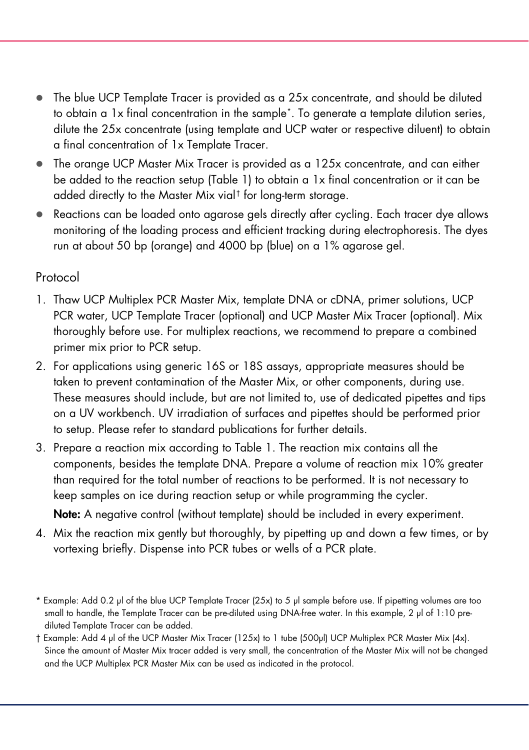- The blue UCP Template Tracer is provided as a 25x concentrate, and should be diluted to obtain a 1x final concentration in the sample*. To generate a template dilution series, dilute the 25x concentrate (using template and UCP water or respective diluent) to obtain a final concentration of 1x Template Tracer.
- The orange UCP Master Mix Tracer is provided as a 125x concentrate, and can either be added to the reaction setup (Table 1) to obtain a 1x final concentration or it can be added directly to the Master Mix vial† for long-term storage.
- Reactions can be loaded onto agarose gels directly after cycling. Each tracer dye allows monitoring of the loading process and efficient tracking during electrophoresis. The dyes run at about 50 bp (orange) and 4000 bp (blue) on a 1% agarose gel.

## Protocol

1. Thaw UCP Multiplex PCR Master Mix, template DNA or cDNA, primer solutions, UCP PCR water, UCP Template Tracer (optional) and UCP Master Mix Tracer (optional). Mix thoroughly before use. For multiplex reactions, we recommend to prepare a combined primer mix prior to PCR setup.
2. For applications using generic 16S or 18S assays, appropriate measures should be taken to prevent contamination of the Master Mix, or other components, during use. These measures should include, but are not limited to, use of dedicated pipettes and tips on a UV workbench. UV irradiation of surfaces and pipettes should be performed prior to setup. Please refer to standard publications for further details.
3. Prepare a reaction mix according to Table 1. The reaction mix contains all the components, besides the template DNA. Prepare a volume of reaction mix 10% greater than required for the total number of reactions to be performed. It is not necessary to keep samples on ice during reaction setup or while programming the cycler.

   **Note:** A negative control (without template) should be included in every experiment.
4. Mix the reaction mix gently but thoroughly, by pipetting up and down a few times, or by vortexing briefly. Dispense into PCR tubes or wells of a PCR plate.

---

* Example: Add 0.2 µl of the blue UCP Template Tracer (25x) to 5 µl sample before use. If pipetting volumes are too small to handle, the Template Tracer can be pre-diluted using DNA-free water. In this example, 2 µl of 1:10 pre-diluted Template Tracer can be added.

† Example: Add 4 µl of the UCP Master Mix Tracer (125x) to 1 tube (500µl) UCP Multiplex PCR Master Mix (4x). Since the amount of Master Mix tracer added is very small, the concentration of the Master Mix will not be changed and the UCP Multiplex PCR Master Mix can be used as indicated in the protocol.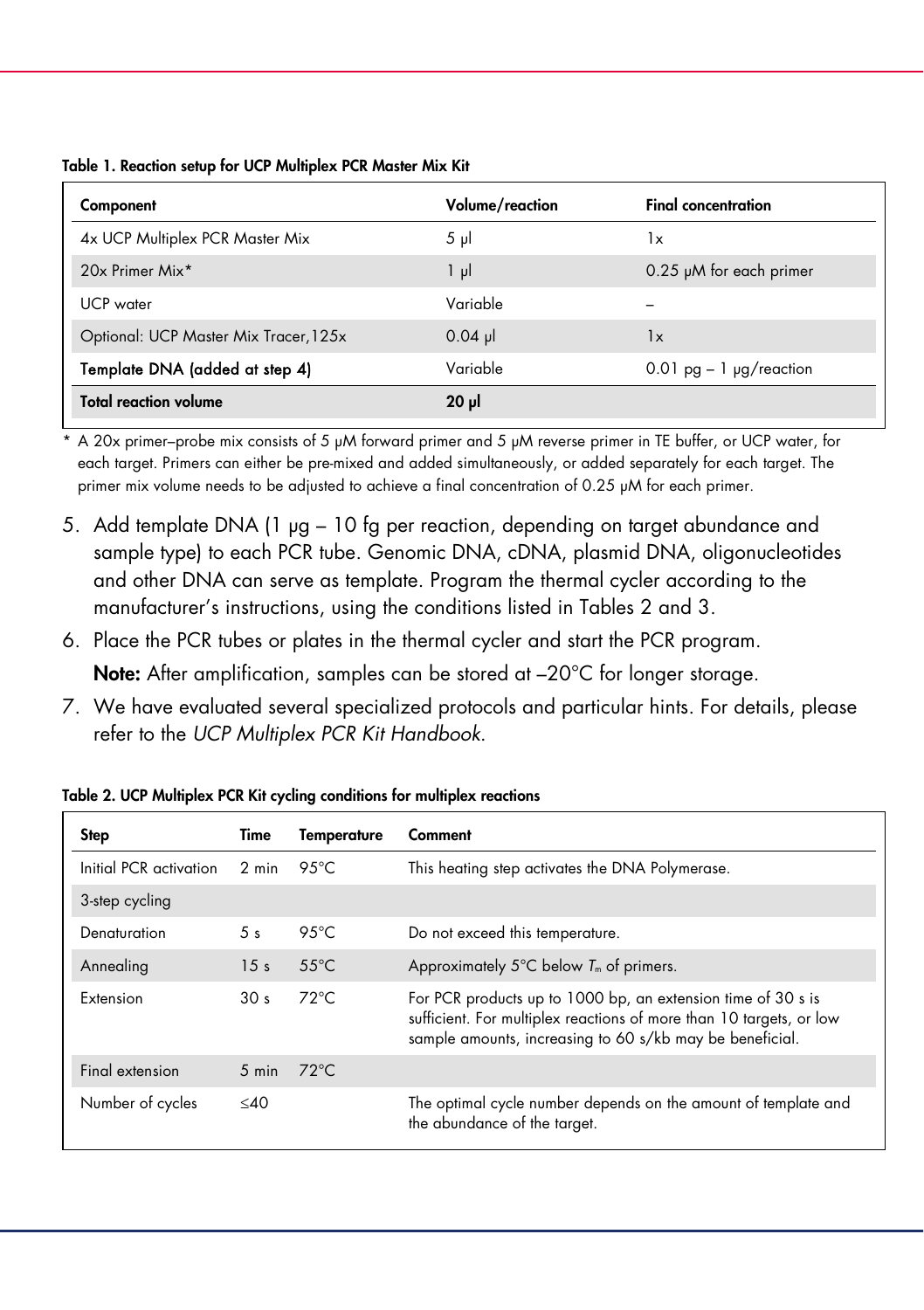**Table 1. Reaction setup for UCP Multiplex PCR Master Mix Kit**

| Component | Volume/reaction | Final concentration |
|---|---|---|
| 4x UCP Multiplex PCR Master Mix | 5 µl | 1x |
| 20x Primer Mix* | 1 µl | 0.25 µM for each primer |
| UCP water | Variable | – |
| Optional: UCP Master Mix Tracer, 125x | 0.04 µl | 1x |
| **Template DNA (added at step 4)** | Variable | 0.01 pg – 1 µg/reaction |
| **Total reaction volume** | **20 µl** | |

\* A 20x primer–probe mix consists of 5 µM forward primer and 5 µM reverse primer in TE buffer, or UCP water, for each target. Primers can either be pre-mixed and added simultaneously, or added separately for each target. The primer mix volume needs to be adjusted to achieve a final concentration of 0.25 µM for each primer.

5. Add template DNA (1 µg – 10 fg per reaction, depending on target abundance and sample type) to each PCR tube. Genomic DNA, cDNA, plasmid DNA, oligonucleotides and other DNA can serve as template. Program the thermal cycler according to the manufacturer's instructions, using the conditions listed in Tables 2 and 3.
6. Place the PCR tubes or plates in the thermal cycler and start the PCR program.

   **Note:** After amplification, samples can be stored at –20°C for longer storage.
7. We have evaluated several specialized protocols and particular hints. For details, please refer to the *UCP Multiplex PCR Kit Handbook*.

**Table 2. UCP Multiplex PCR Kit cycling conditions for multiplex reactions**

| Step | Time | Temperature | Comment |
|---|---|---|---|
| Initial PCR activation | 2 min | 95°C | This heating step activates the DNA Polymerase. |
| 3-step cycling | | | |
| Denaturation | 5 s | 95°C | Do not exceed this temperature. |
| Annealing | 15 s | 55°C | Approximately 5°C below $T_m$ of primers. |
| Extension | 30 s | 72°C | For PCR products up to 1000 bp, an extension time of 30 s is sufficient. For multiplex reactions of more than 10 targets, or low sample amounts, increasing to 60 s/kb may be beneficial. |
| Final extension | 5 min | 72°C | |
| Number of cycles | ≤40 | | The optimal cycle number depends on the amount of template and the abundance of the target. |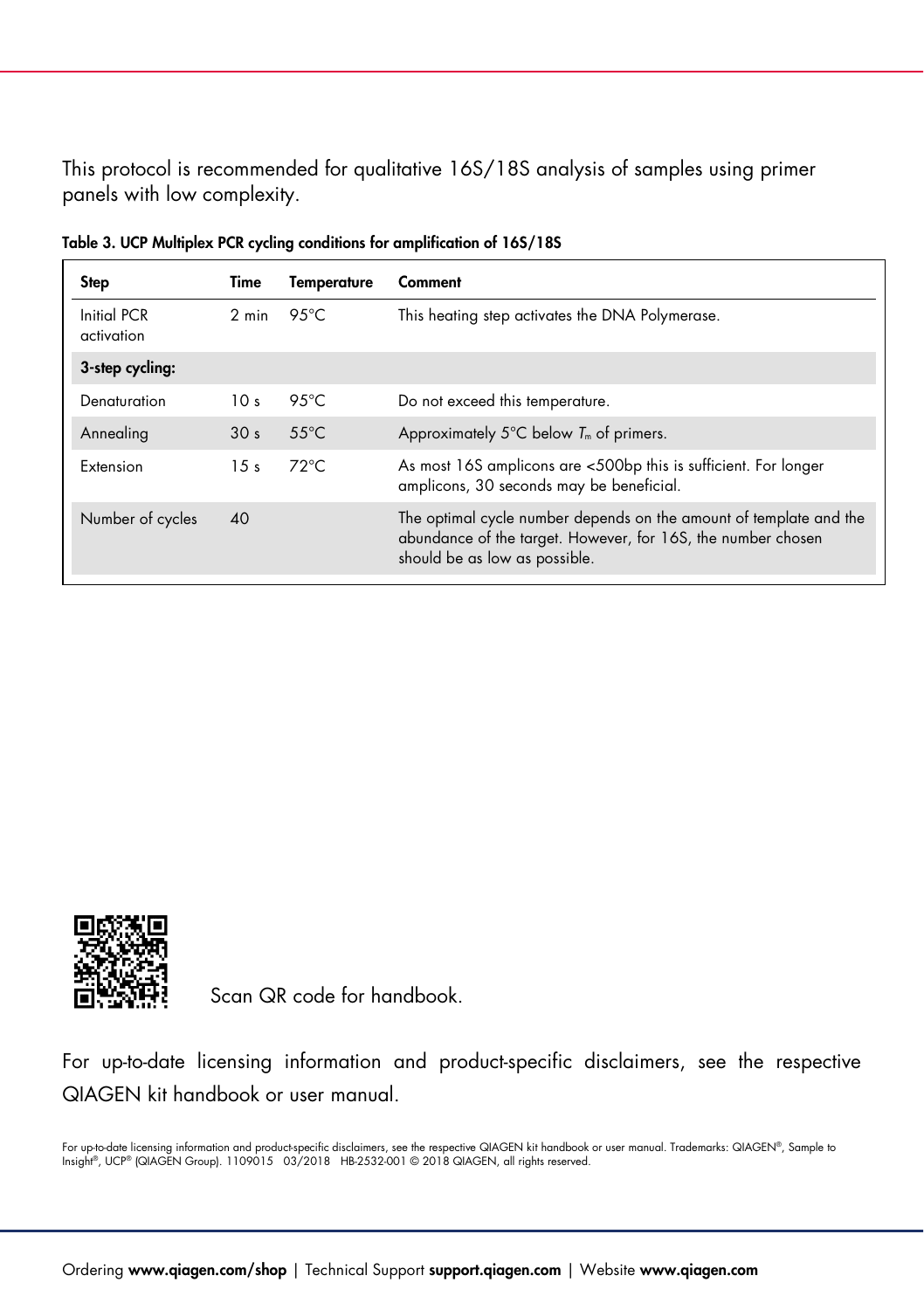This protocol is recommended for qualitative 16S/18S analysis of samples using primer panels with low complexity.

**Table 3. UCP Multiplex PCR cycling conditions for amplification of 16S/18S**

| Step | Time | Temperature | Comment |
|---|---|---|---|
| Initial PCR activation | 2 min | 95°C | This heating step activates the DNA Polymerase. |
| **3-step cycling:** | | | |
| Denaturation | 10 s | 95°C | Do not exceed this temperature. |
| Annealing | 30 s | 55°C | Approximately 5°C below $T_m$ of primers. |
| Extension | 15 s | 72°C | As most 16S amplicons are <500bp this is sufficient. For longer amplicons, 30 seconds may be beneficial. |
| Number of cycles | 40 | | The optimal cycle number depends on the amount of template and the abundance of the target. However, for 16S, the number chosen should be as low as possible. |

Scan QR code for handbook.

For up-to-date licensing information and product-specific disclaimers, see the respective QIAGEN kit handbook or user manual.

For up-to-date licensing information and product-specific disclaimers, see the respective QIAGEN kit handbook or user manual. Trademarks: QIAGEN®, Sample to Insight®, UCP® (QIAGEN Group). 1109015 03/2018 HB-2532-001 © 2018 QIAGEN, all rights reserved.

Ordering **www.qiagen.com/shop** | Technical Support **support.qiagen.com** | Website **www.qiagen.com**